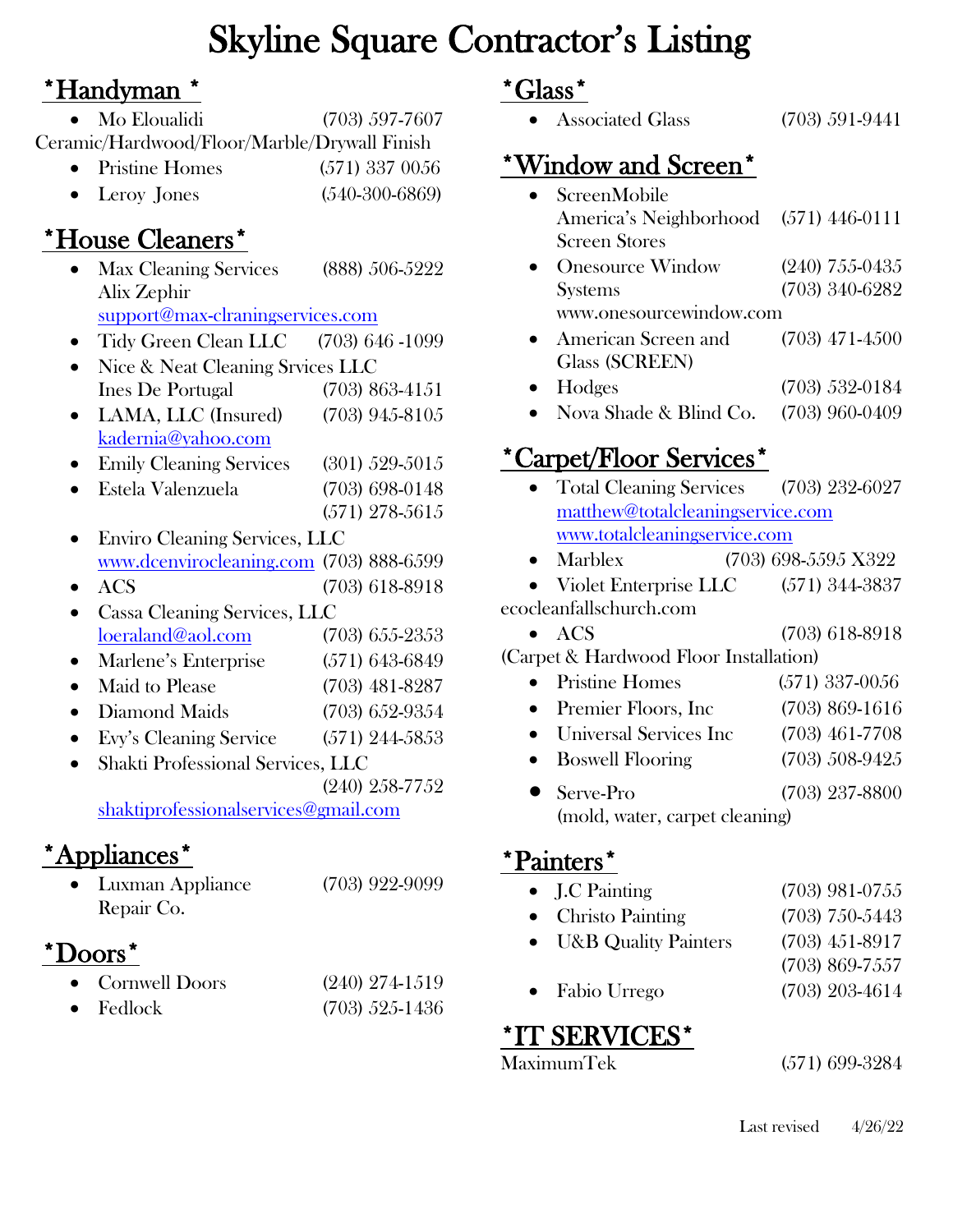# Skyline Square Contractor's Listing

## *Handyman *

- Mo Eloualidi (703) 597-7607

Ceramic/Hardwood/Floor/Marble/Drywall Finish

- Pristine Homes (571) 337 0056
- Leroy Jones (540-300-6869)

## *House Cleaners*

- Max Cleaning Services (888) 506-5222
  Alix Zephir
  support@max-clraningservices.com
- Tidy Green Clean LLC (703) 646 -1099
- Nice & Neat Cleaning Srvices LLC
  Ines De Portugal (703) 863-4151
- LAMA, LLC (Insured) (703) 945-8105
  kadernia@yahoo.com
- Emily Cleaning Services (301) 529-5015
- Estela Valenzuela (703) 698-0148
  (571) 278-5615
- Enviro Cleaning Services, LLC
  www.dcenvirocleaning.com (703) 888-6599
- ACS (703) 618-8918
- Cassa Cleaning Services, LLC
  loeraland@aol.com (703) 655-2353
- Marlene's Enterprise (571) 643-6849
- Maid to Please (703) 481-8287
- Diamond Maids (703) 652-9354
- Evy's Cleaning Service (571) 244-5853
- Shakti Professional Services, LLC
  (240) 258-7752
  shaktiprofessionalservices@gmail.com

## *Appliances*

- Luxman Appliance Repair Co. (703) 922-9099

## *Doors*

- Cornwell Doors (240) 274-1519
- Fedlock (703) 525-1436

## *Glass*

- Associated Glass (703) 591-9441

## *Window and Screen*

- ScreenMobile America's Neighborhood Screen Stores (571) 446-0111
- Onesource Window Systems (240) 755-0435
  (703) 340-6282
  www.onesourcewindow.com
- American Screen and Glass (SCREEN) (703) 471-4500
- Hodges (703) 532-0184
- Nova Shade & Blind Co. (703) 960-0409

## *Carpet/Floor Services*

- Total Cleaning Services (703) 232-6027
  matthew@totalcleaningservice.com
  www.totalcleaningservice.com
- Marblex (703) 698-5595 X322
- Violet Enterprise LLC (571) 344-3837

ecocleanfallschurch.com

- ACS (703) 618-8918

(Carpet & Hardwood Floor Installation)

- Pristine Homes (571) 337-0056
- Premier Floors, Inc (703) 869-1616
- Universal Services Inc (703) 461-7708
- Boswell Flooring (703) 508-9425
- Serve-Pro (703) 237-8800
  (mold, water, carpet cleaning)

## *Painters*

- J.C Painting (703) 981-0755
- Christo Painting (703) 750-5443
- U&B Quality Painters (703) 451-8917
  (703) 869-7557
- Fabio Urrego (703) 203-4614

## *IT SERVICES*

MaximumTek (571) 699-3284

Last revised 4/26/22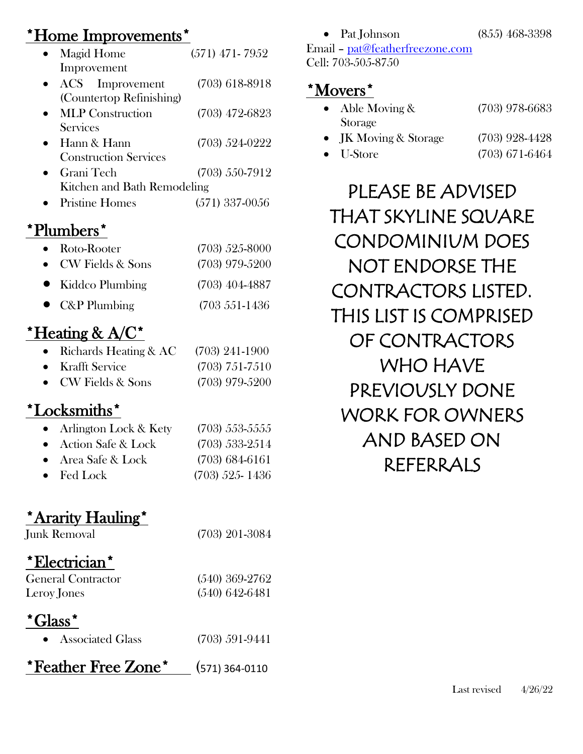## *Home Improvements*

- Magid Home Improvement (571) 471- 7952
- ACS Improvement (Countertop Refinishing) (703) 618-8918
- MLP Construction Services (703) 472-6823
- Hann & Hann Construction Services (703) 524-0222
- Grani Tech Kitchen and Bath Remodeling (703) 550-7912
- Pristine Homes (571) 337-0056

## *Plumbers*

- Roto-Rooter (703) 525-8000
- CW Fields & Sons (703) 979-5200
- Kiddco Plumbing (703) 404-4887
- C&P Plumbing (703 551-1436

## *Heating & A/C*

- Richards Heating & AC (703) 241-1900
- Krafft Service (703) 751-7510
- CW Fields & Sons (703) 979-5200

## *Locksmiths*

- Arlington Lock & Kety (703) 553-5555
- Action Safe & Lock (703) 533-2514
- Area Safe & Lock (703) 684-6161
- Fed Lock (703) 525- 1436

## *Ararity Hauling*

Junk Removal (703) 201-3084

## *Electrician*

General Contractor (540) 369-2762
Leroy Jones (540) 642-6481

## *Glass*

- Associated Glass (703) 591-9441

## *Feather Free Zone* (571) 364-0110

- Pat Johnson (855) 468-3398

Email – pat@featherfreezone.com
Cell: 703-505-8750

## *Movers*

- Able Moving & Storage (703) 978-6683
- JK Moving & Storage (703) 928-4428
- U-Store (703) 671-6464

PLEASE BE ADVISED THAT SKYLINE SQUARE CONDOMINIUM DOES NOT ENDORSE THE CONTRACTORS LISTED. THIS LIST IS COMPRISED OF CONTRACTORS WHO HAVE PREVIOUSLY DONE WORK FOR OWNERS AND BASED ON REFERRALS

Last revised 4/26/22